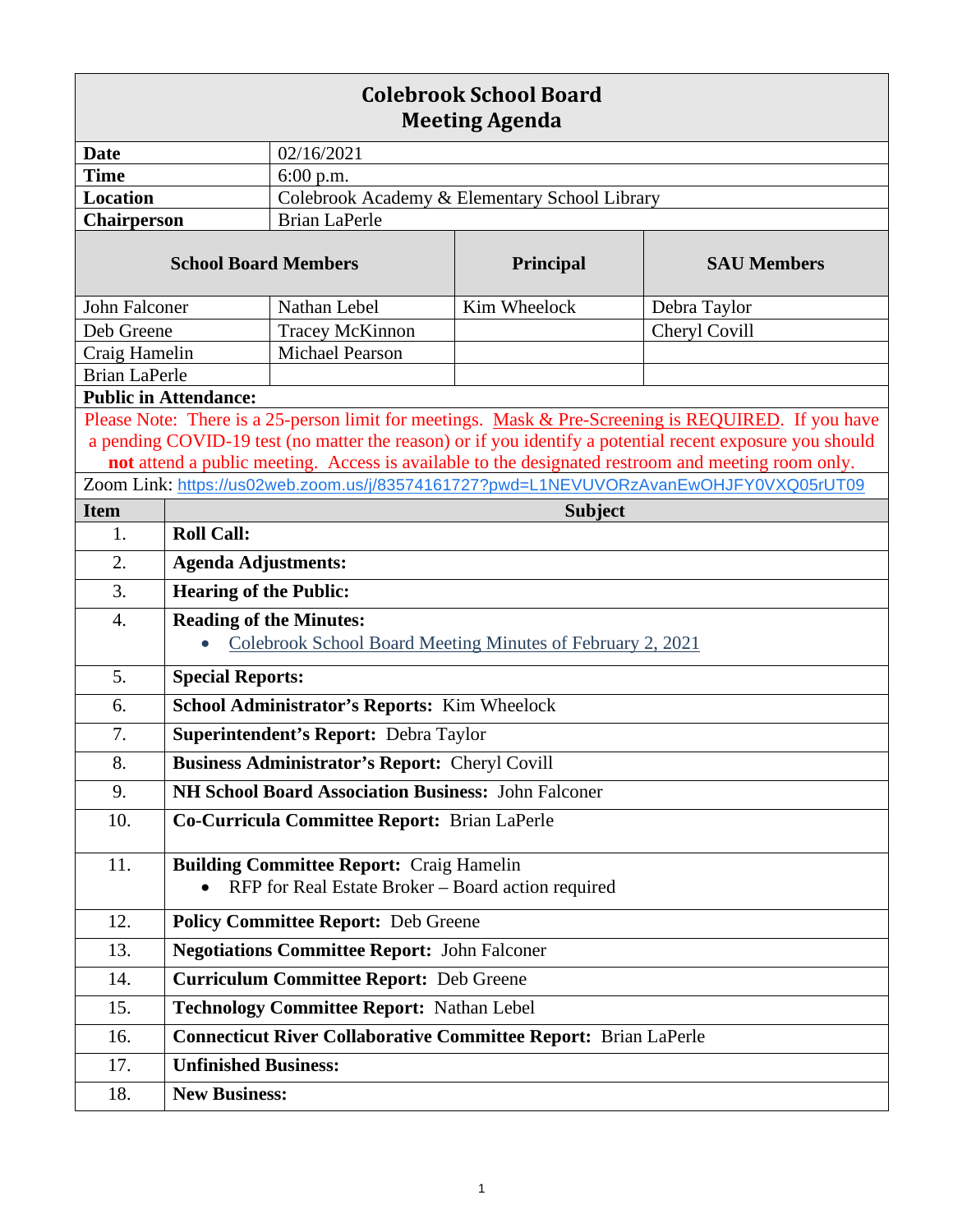# Colebrook School Board
## Meeting Agenda

| | |
|---|---|
| **Date** | 02/16/2021 |
| **Time** | 6:00 p.m. |
| **Location** | Colebrook Academy & Elementary School Library |
| **Chairperson** | Brian LaPerle |

| **School Board Members** | | **Principal** | **SAU Members** |
|---|---|---|---|
| John Falconer | Nathan Lebel | Kim Wheelock | Debra Taylor |
| Deb Greene | Tracey McKinnon | | Cheryl Covill |
| Craig Hamelin | Michael Pearson | | |
| Brian LaPerle | | | |

**Public in Attendance:**

Please Note: There is a 25-person limit for meetings. Mask & Pre-Screening is REQUIRED. If you have a pending COVID-19 test (no matter the reason) or if you identify a potential recent exposure you should **not** attend a public meeting. Access is available to the designated restroom and meeting room only.

Zoom Link: https://us02web.zoom.us/j/83574161727?pwd=L1NEVUVORzAvanEwOHJFY0VXQ05rUT09

| Item | Subject |
|---|---|
| 1. | **Roll Call:** |
| 2. | **Agenda Adjustments:** |
| 3. | **Hearing of the Public:** |
| 4. | **Reading of the Minutes:**<br>• Colebrook School Board Meeting Minutes of February 2, 2021 |
| 5. | **Special Reports:** |
| 6. | **School Administrator's Reports:** Kim Wheelock |
| 7. | **Superintendent's Report:** Debra Taylor |
| 8. | **Business Administrator's Report:** Cheryl Covill |
| 9. | **NH School Board Association Business:** John Falconer |
| 10. | **Co-Curricula Committee Report:** Brian LaPerle |
| 11. | **Building Committee Report:** Craig Hamelin<br>• RFP for Real Estate Broker – Board action required |
| 12. | **Policy Committee Report:** Deb Greene |
| 13. | **Negotiations Committee Report:** John Falconer |
| 14. | **Curriculum Committee Report:** Deb Greene |
| 15. | **Technology Committee Report:** Nathan Lebel |
| 16. | **Connecticut River Collaborative Committee Report:** Brian LaPerle |
| 17. | **Unfinished Business:** |
| 18. | **New Business:** |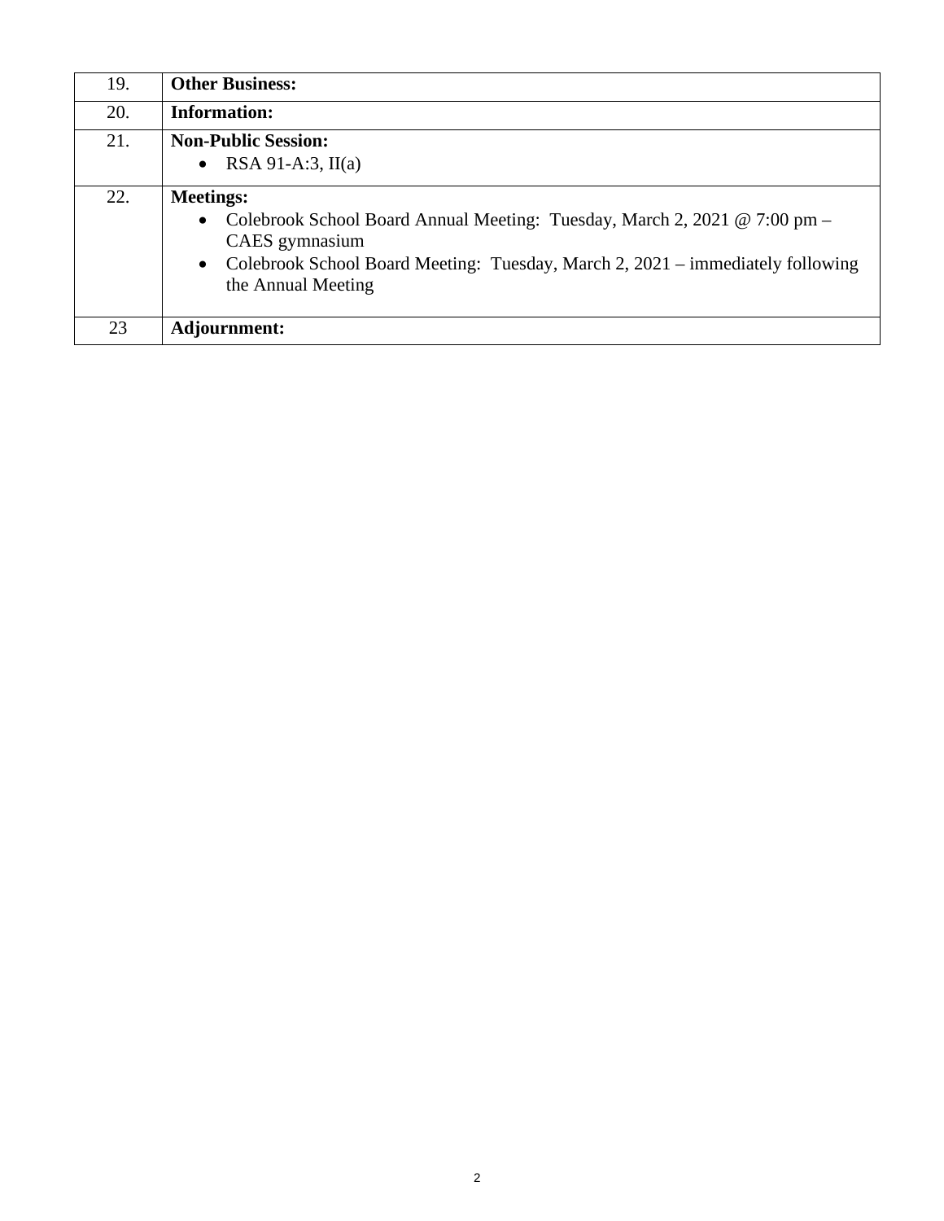| | |
|---|---|
| 19. | **Other Business:** |
| 20. | **Information:** |
| 21. | **Non-Public Session:**<br>• RSA 91-A:3, II(a) |
| 22. | **Meetings:**<br>• Colebrook School Board Annual Meeting: Tuesday, March 2, 2021 @ 7:00 pm – CAES gymnasium<br>• Colebrook School Board Meeting: Tuesday, March 2, 2021 – immediately following the Annual Meeting |
| 23 | **Adjournment:** |